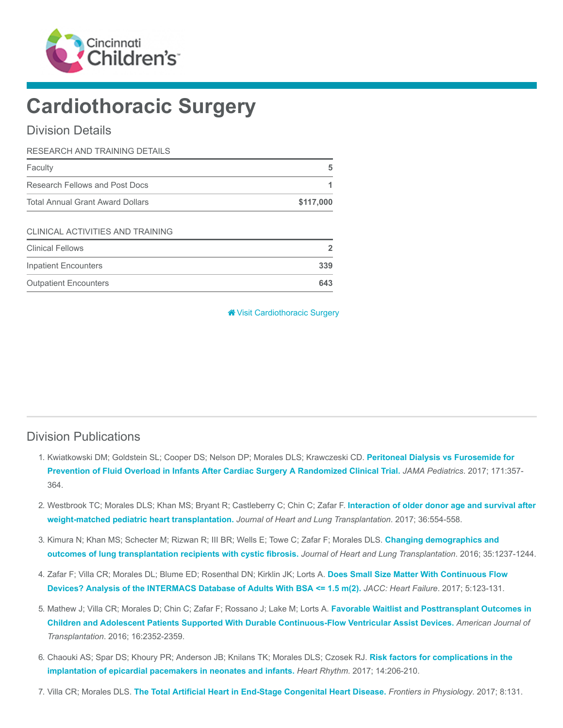# Cardiothoracic Surgery

## Division Details

| RESEARCH AND TRAINING DETAILS | |
|---|---|
| Faculty | 5 |
| Research Fellows and Post Docs | 1 |
| Total Annual Grant Award Dollars | $117,000 |

| CLINICAL ACTIVITIES AND TRAINING | |
|---|---|
| Clinical Fellows | 2 |
| Inpatient Encounters | 339 |
| Outpatient Encounters | 643 |

Visit Cardiothoracic Surgery

## Division Publications

1. Kwiatkowski DM; Goldstein SL; Cooper DS; Nelson DP; Morales DLS; Krawczeski CD. **Peritoneal Dialysis vs Furosemide for Prevention of Fluid Overload in Infants After Cardiac Surgery A Randomized Clinical Trial.** *JAMA Pediatrics*. 2017; 171:357-364.

2. Westbrook TC; Morales DLS; Khan MS; Bryant R; Castleberry C; Chin C; Zafar F. **Interaction of older donor age and survival after weight-matched pediatric heart transplantation.** *Journal of Heart and Lung Transplantation*. 2017; 36:554-558.

3. Kimura N; Khan MS; Schecter M; Rizwan R; III BR; Wells E; Towe C; Zafar F; Morales DLS. **Changing demographics and outcomes of lung transplantation recipients with cystic fibrosis.** *Journal of Heart and Lung Transplantation*. 2016; 35:1237-1244.

4. Zafar F; Villa CR; Morales DL; Blume ED; Rosenthal DN; Kirklin JK; Lorts A. **Does Small Size Matter With Continuous Flow Devices? Analysis of the INTERMACS Database of Adults With BSA <= 1.5 m(2).** *JACC: Heart Failure*. 2017; 5:123-131.

5. Mathew J; Villa CR; Morales D; Chin C; Zafar F; Rossano J; Lake M; Lorts A. **Favorable Waitlist and Posttransplant Outcomes in Children and Adolescent Patients Supported With Durable Continuous-Flow Ventricular Assist Devices.** *American Journal of Transplantation*. 2016; 16:2352-2359.

6. Chaouki AS; Spar DS; Khoury PR; Anderson JB; Knilans TK; Morales DLS; Czosek RJ. **Risk factors for complications in the implantation of epicardial pacemakers in neonates and infants.** *Heart Rhythm*. 2017; 14:206-210.

7. Villa CR; Morales DLS. **The Total Artificial Heart in End-Stage Congenital Heart Disease.** *Frontiers in Physiology*. 2017; 8:131.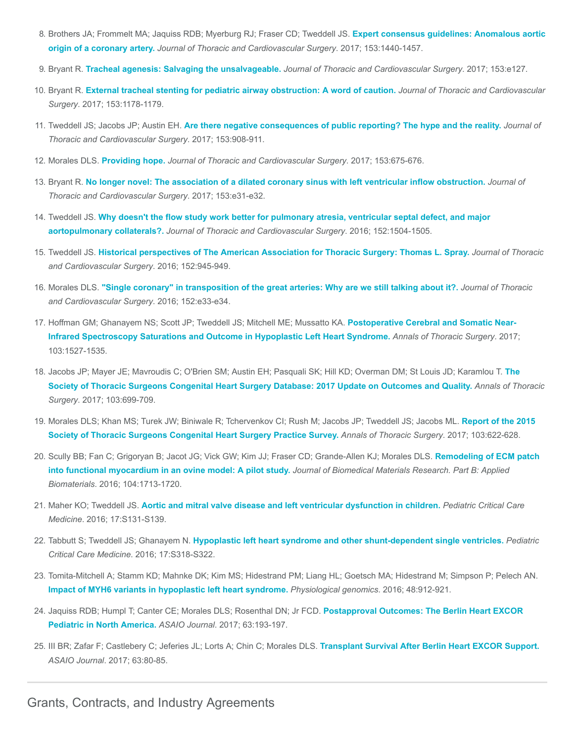8. Brothers JA; Frommelt MA; Jaquiss RDB; Myerburg RJ; Fraser CD; Tweddell JS. **Expert consensus guidelines: Anomalous aortic origin of a coronary artery.** *Journal of Thoracic and Cardiovascular Surgery*. 2017; 153:1440-1457.

9. Bryant R. **Tracheal agenesis: Salvaging the unsalvageable.** *Journal of Thoracic and Cardiovascular Surgery*. 2017; 153:e127.

10. Bryant R. **External tracheal stenting for pediatric airway obstruction: A word of caution.** *Journal of Thoracic and Cardiovascular Surgery*. 2017; 153:1178-1179.

11. Tweddell JS; Jacobs JP; Austin EH. **Are there negative consequences of public reporting? The hype and the reality.** *Journal of Thoracic and Cardiovascular Surgery*. 2017; 153:908-911.

12. Morales DLS. **Providing hope.** *Journal of Thoracic and Cardiovascular Surgery*. 2017; 153:675-676.

13. Bryant R. **No longer novel: The association of a dilated coronary sinus with left ventricular inflow obstruction.** *Journal of Thoracic and Cardiovascular Surgery*. 2017; 153:e31-e32.

14. Tweddell JS. **Why doesn't the flow study work better for pulmonary atresia, ventricular septal defect, and major aortopulmonary collaterals?.** *Journal of Thoracic and Cardiovascular Surgery*. 2016; 152:1504-1505.

15. Tweddell JS. **Historical perspectives of The American Association for Thoracic Surgery: Thomas L. Spray.** *Journal of Thoracic and Cardiovascular Surgery*. 2016; 152:945-949.

16. Morales DLS. **"Single coronary" in transposition of the great arteries: Why are we still talking about it?.** *Journal of Thoracic and Cardiovascular Surgery*. 2016; 152:e33-e34.

17. Hoffman GM; Ghanayem NS; Scott JP; Tweddell JS; Mitchell ME; Mussatto KA. **Postoperative Cerebral and Somatic Near-Infrared Spectroscopy Saturations and Outcome in Hypoplastic Left Heart Syndrome.** *Annals of Thoracic Surgery*. 2017; 103:1527-1535.

18. Jacobs JP; Mayer JE; Mavroudis C; O'Brien SM; Austin EH; Pasquali SK; Hill KD; Overman DM; St Louis JD; Karamlou T. **The Society of Thoracic Surgeons Congenital Heart Surgery Database: 2017 Update on Outcomes and Quality.** *Annals of Thoracic Surgery*. 2017; 103:699-709.

19. Morales DLS; Khan MS; Turek JW; Biniwale R; Tchervenkov CI; Rush M; Jacobs JP; Tweddell JS; Jacobs ML. **Report of the 2015 Society of Thoracic Surgeons Congenital Heart Surgery Practice Survey.** *Annals of Thoracic Surgery*. 2017; 103:622-628.

20. Scully BB; Fan C; Grigoryan B; Jacot JG; Vick GW; Kim JJ; Fraser CD; Grande-Allen KJ; Morales DLS. **Remodeling of ECM patch into functional myocardium in an ovine model: A pilot study.** *Journal of Biomedical Materials Research. Part B: Applied Biomaterials*. 2016; 104:1713-1720.

21. Maher KO; Tweddell JS. **Aortic and mitral valve disease and left ventricular dysfunction in children.** *Pediatric Critical Care Medicine*. 2016; 17:S131-S139.

22. Tabbutt S; Tweddell JS; Ghanayem N. **Hypoplastic left heart syndrome and other shunt-dependent single ventricles.** *Pediatric Critical Care Medicine*. 2016; 17:S318-S322.

23. Tomita-Mitchell A; Stamm KD; Mahnke DK; Kim MS; Hidestrand PM; Liang HL; Goetsch MA; Hidestrand M; Simpson P; Pelech AN. **Impact of MYH6 variants in hypoplastic left heart syndrome.** *Physiological genomics*. 2016; 48:912-921.

24. Jaquiss RDB; Humpl T; Canter CE; Morales DLS; Rosenthal DN; Jr FCD. **Postapproval Outcomes: The Berlin Heart EXCOR Pediatric in North America.** *ASAIO Journal*. 2017; 63:193-197.

25. III BR; Zafar F; Castlebery C; Jeferies JL; Lorts A; Chin C; Morales DLS. **Transplant Survival After Berlin Heart EXCOR Support.** *ASAIO Journal*. 2017; 63:80-85.

## Grants, Contracts, and Industry Agreements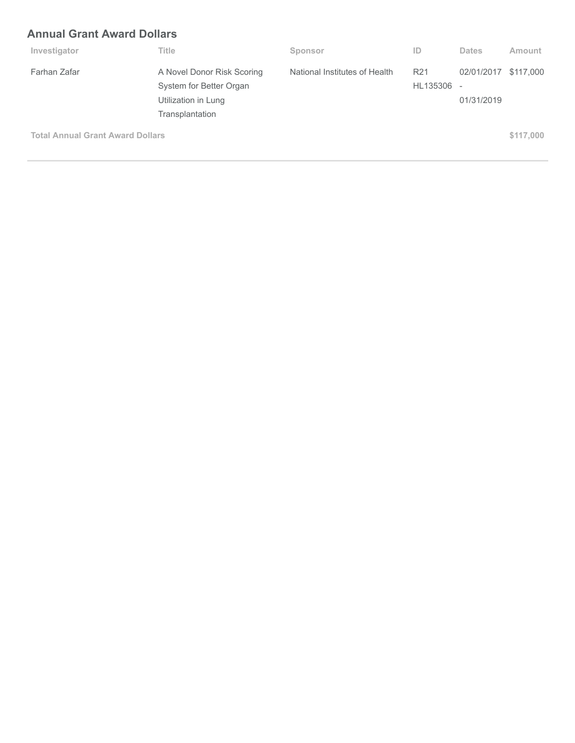## Annual Grant Award Dollars

| Investigator | Title | Sponsor | ID | Dates | Amount |
|---|---|---|---|---|---|
| Farhan Zafar | A Novel Donor Risk Scoring System for Better Organ Utilization in Lung Transplantation | National Institutes of Health | R21 HL135306 | 02/01/2017 - 01/31/2019 | $117,000 |
| **Total Annual Grant Award Dollars** | | | | | **$117,000** |